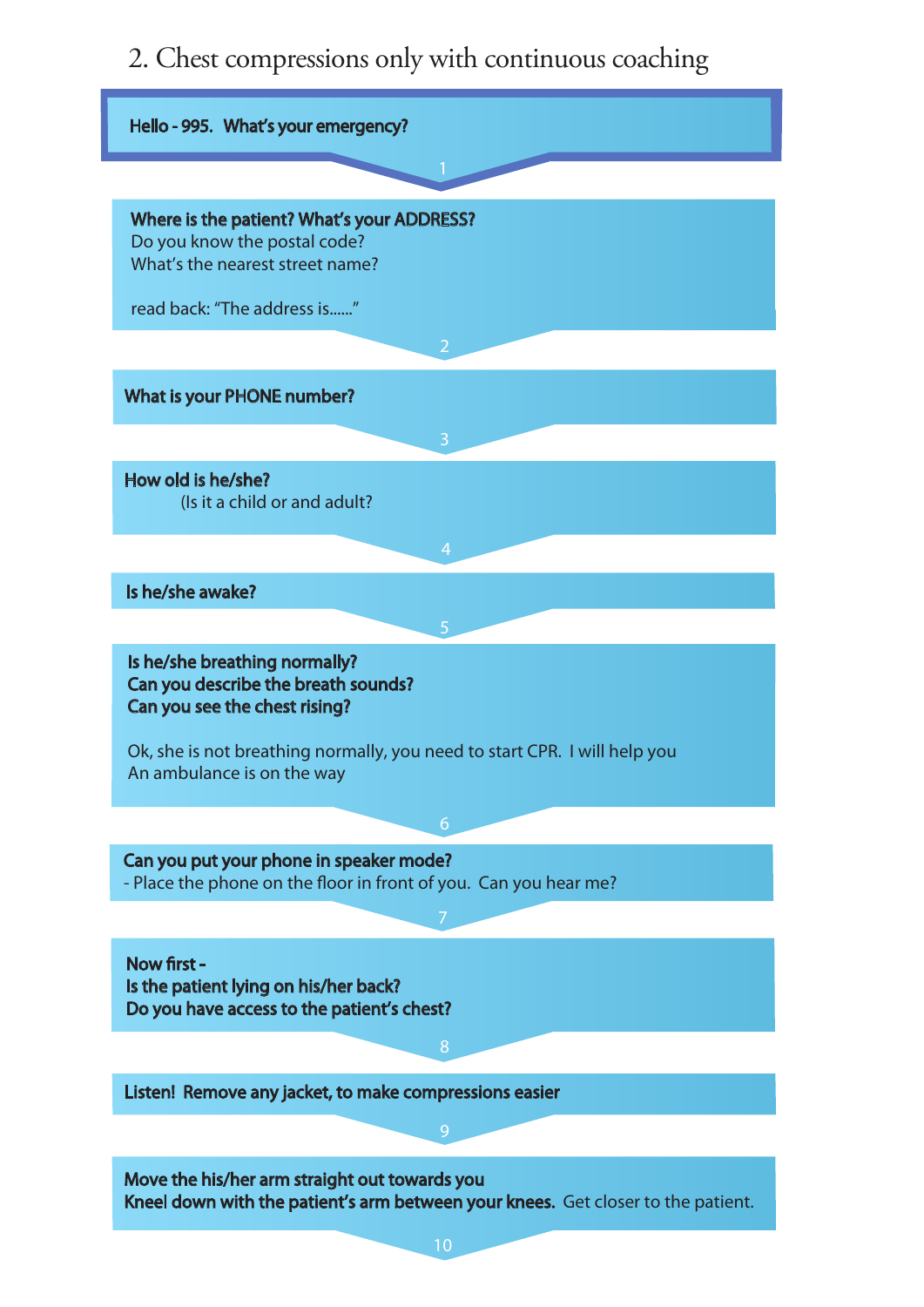## 2. Chest compressions only with continuous coaching

**Hello - 995. What's your emergency?**

1

**Where is the patient? What's your ADDRESS?**
Do you know the postal code?
What's the nearest street name?

read back: "The address is......"

2

**What is your PHONE number?**

3

**How old is he/she?**
(Is it a child or and adult?

4

**Is he/she awake?**

5

**Is he/she breathing normally?**
**Can you describe the breath sounds?**
**Can you see the chest rising?**

Ok, she is not breathing normally, you need to start CPR. I will help you
An ambulance is on the way

6

**Can you put your phone in speaker mode?**
- Place the phone on the floor in front of you. Can you hear me?

7

**Now first -**
**Is the patient lying on his/her back?**
**Do you have access to the patient's chest?**

8

**Listen! Remove any jacket, to make compressions easier**

9

**Move the his/her arm straight out towards you**
**Kneel down with the patient's arm between your knees.** Get closer to the patient.

10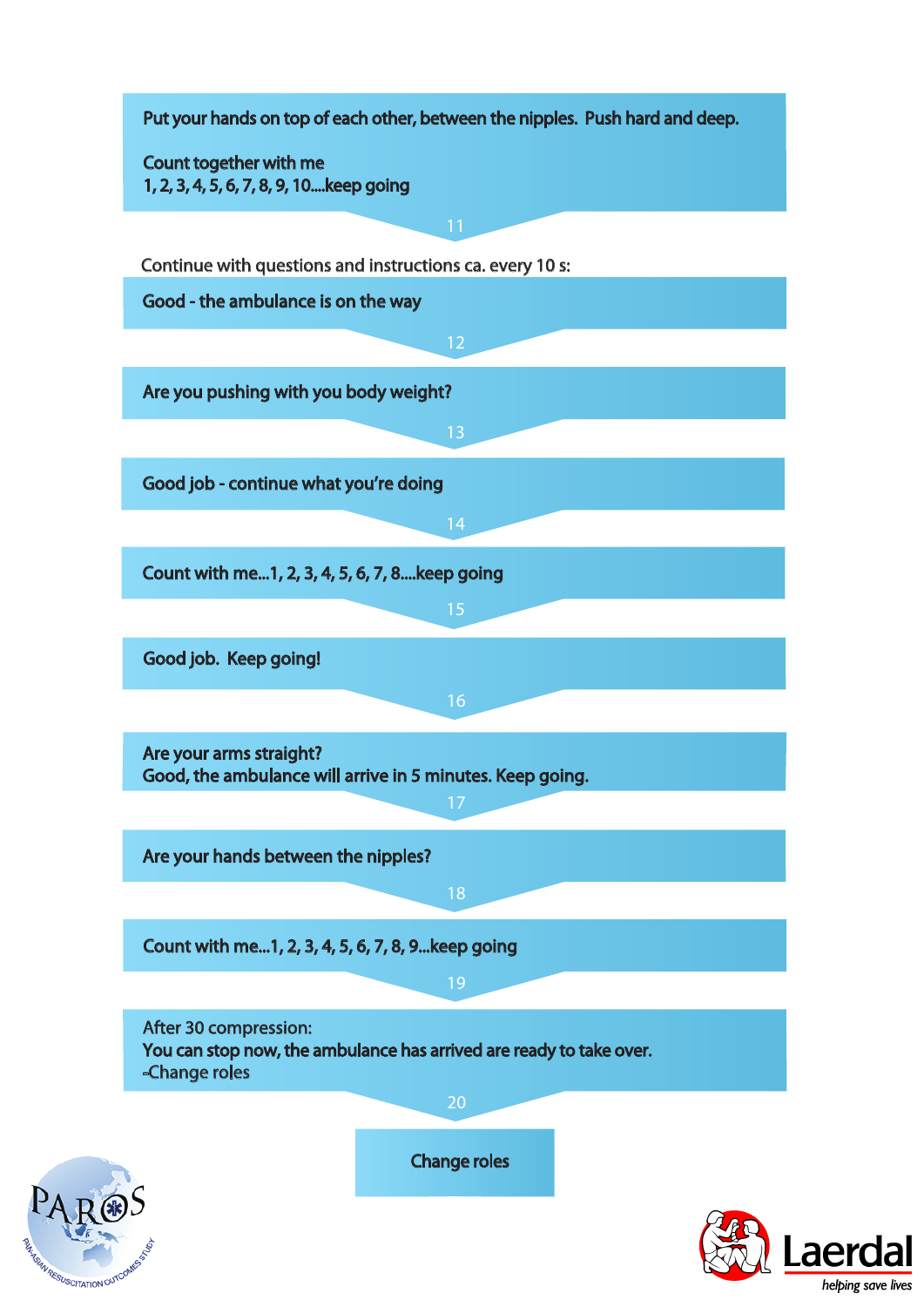Put your hands on top of each other, between the nipples. Push hard and deep.

Count together with me
1, 2, 3, 4, 5, 6, 7, 8, 9, 10....keep going

11

Continue with questions and instructions ca. every 10 s:

Good - the ambulance is on the way

12

Are you pushing with you body weight?

13

Good job - continue what you're doing

14

Count with me...1, 2, 3, 4, 5, 6, 7, 8....keep going

15

Good job. Keep going!

16

Are your arms straight?
Good, the ambulance will arrive in 5 minutes. Keep going.

17

Are your hands between the nipples?

18

Count with me...1, 2, 3, 4, 5, 6, 7, 8, 9...keep going

19

After 30 compression:
You can stop now, the ambulance has arrived are ready to take over.
-Change roles

20

Change roles

PAROS
PAN-ASIAN RESUSCITATION OUTCOMES STUDY

Laerdal
helping save lives